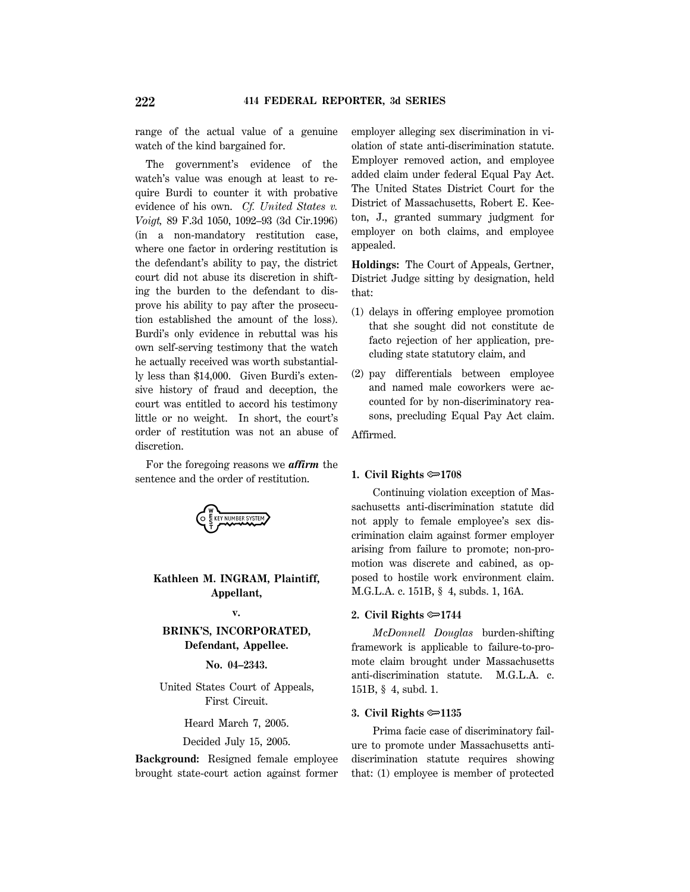range of the actual value of a genuine watch of the kind bargained for.

The government's evidence of the watch's value was enough at least to require Burdi to counter it with probative evidence of his own. *Cf. United States v. Voigt,* 89 F.3d 1050, 1092–93 (3d Cir.1996) (in a non-mandatory restitution case, where one factor in ordering restitution is the defendant's ability to pay, the district court did not abuse its discretion in shifting the burden to the defendant to disprove his ability to pay after the prosecution established the amount of the loss). Burdi's only evidence in rebuttal was his own self-serving testimony that the watch he actually received was worth substantially less than $14,000. Given Burdi's extensive history of fraud and deception, the court was entitled to accord his testimony little or no weight. In short, the court's order of restitution was not an abuse of discretion.

For the foregoing reasons we ***affirm*** the sentence and the order of restitution.

**Kathleen M. INGRAM, Plaintiff, Appellant,**

**v.**

**BRINK'S, INCORPORATED, Defendant, Appellee.**

**No. 04–2343.**

United States Court of Appeals, First Circuit.

Heard March 7, 2005.

Decided July 15, 2005.

**Background:** Resigned female employee brought state-court action against former employer alleging sex discrimination in violation of state anti-discrimination statute. Employer removed action, and employee added claim under federal Equal Pay Act. The United States District Court for the District of Massachusetts, Robert E. Keeton, J., granted summary judgment for employer on both claims, and employee appealed.

**Holdings:** The Court of Appeals, Gertner, District Judge sitting by designation, held that:

(1) delays in offering employee promotion that she sought did not constitute de facto rejection of her application, precluding state statutory claim, and

(2) pay differentials between employee and named male coworkers were accounted for by non-discriminatory reasons, precluding Equal Pay Act claim.

Affirmed.

**1. Civil Rights ⚷1708**

Continuing violation exception of Massachusetts anti-discrimination statute did not apply to female employee's sex discrimination claim against former employer arising from failure to promote; non-promotion was discrete and cabined, as opposed to hostile work environment claim. M.G.L.A. c. 151B, § 4, subds. 1, 16A.

**2. Civil Rights ⚷1744**

*McDonnell Douglas* burden-shifting framework is applicable to failure-to-promote claim brought under Massachusetts anti-discrimination statute. M.G.L.A. c. 151B, § 4, subd. 1.

**3. Civil Rights ⚷1135**

Prima facie case of discriminatory failure to promote under Massachusetts anti-discrimination statute requires showing that: (1) employee is member of protected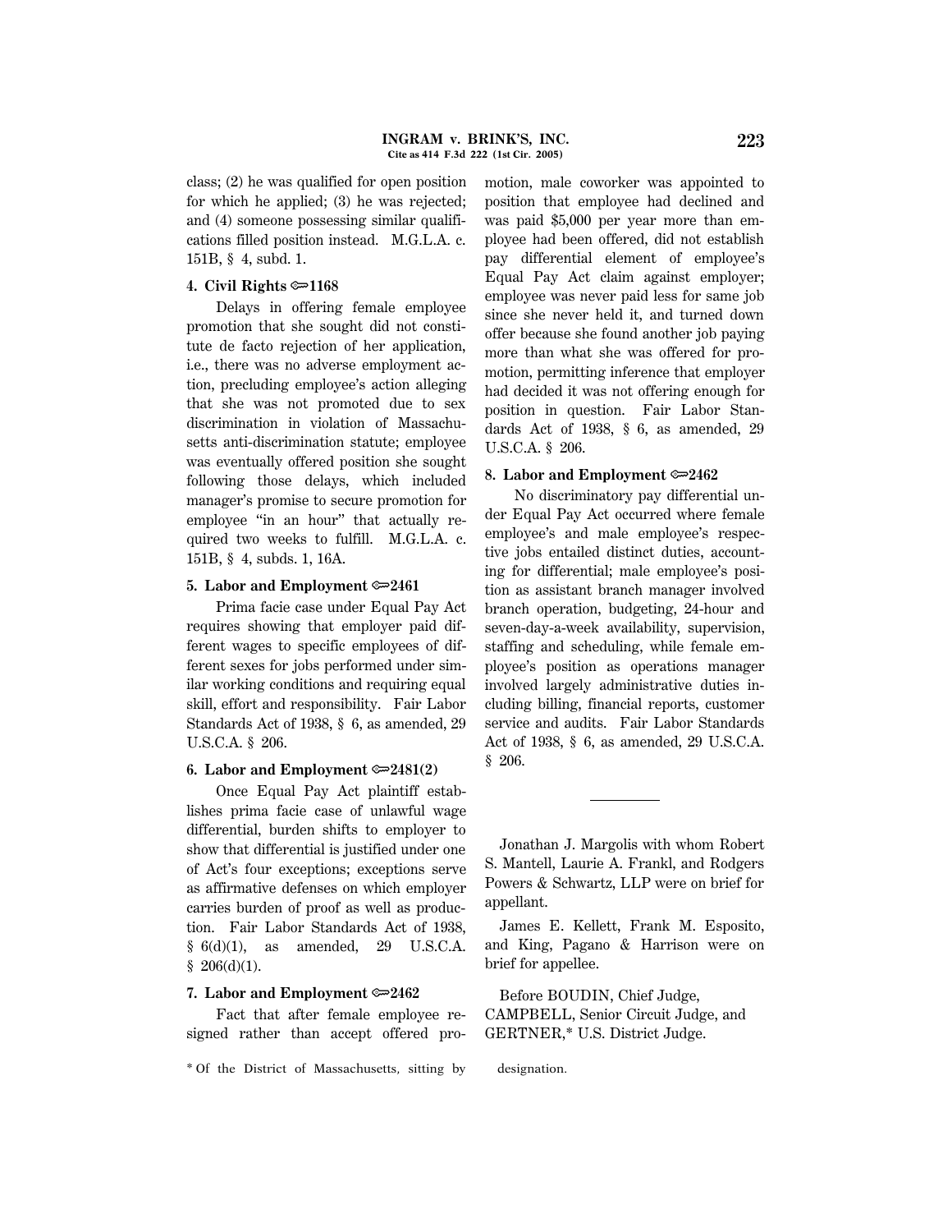class; (2) he was qualified for open position for which he applied; (3) he was rejected; and (4) someone possessing similar qualifications filled position instead. M.G.L.A. c. 151B, § 4, subd. 1.

**4. Civil Rights ⟹1168**

Delays in offering female employee promotion that she sought did not constitute de facto rejection of her application, i.e., there was no adverse employment action, precluding employee's action alleging that she was not promoted due to sex discrimination in violation of Massachusetts anti-discrimination statute; employee was eventually offered position she sought following those delays, which included manager's promise to secure promotion for employee "in an hour" that actually required two weeks to fulfill. M.G.L.A. c. 151B, § 4, subds. 1, 16A.

**5. Labor and Employment ⟹2461**

Prima facie case under Equal Pay Act requires showing that employer paid different wages to specific employees of different sexes for jobs performed under similar working conditions and requiring equal skill, effort and responsibility. Fair Labor Standards Act of 1938, § 6, as amended, 29 U.S.C.A. § 206.

**6. Labor and Employment ⟹2481(2)**

Once Equal Pay Act plaintiff establishes prima facie case of unlawful wage differential, burden shifts to employer to show that differential is justified under one of Act's four exceptions; exceptions serve as affirmative defenses on which employer carries burden of proof as well as production. Fair Labor Standards Act of 1938, § 6(d)(1), as amended, 29 U.S.C.A. § 206(d)(1).

**7. Labor and Employment ⟹2462**

Fact that after female employee resigned rather than accept offered promotion, male coworker was appointed to position that employee had declined and was paid $5,000 per year more than employee had been offered, did not establish pay differential element of employee's Equal Pay Act claim against employer; employee was never paid less for same job since she never held it, and turned down offer because she found another job paying more than what she was offered for promotion, permitting inference that employer had decided it was not offering enough for position in question. Fair Labor Standards Act of 1938, § 6, as amended, 29 U.S.C.A. § 206.

**8. Labor and Employment ⟹2462**

No discriminatory pay differential under Equal Pay Act occurred where female employee's and male employee's respective jobs entailed distinct duties, accounting for differential; male employee's position as assistant branch manager involved branch operation, budgeting, 24-hour and seven-day-a-week availability, supervision, staffing and scheduling, while female employee's position as operations manager involved largely administrative duties including billing, financial reports, customer service and audits. Fair Labor Standards Act of 1938, § 6, as amended, 29 U.S.C.A. § 206.

---

Jonathan J. Margolis with whom Robert S. Mantell, Laurie A. Frankl, and Rodgers Powers & Schwartz, LLP were on brief for appellant.

James E. Kellett, Frank M. Esposito, and King, Pagano & Harrison were on brief for appellee.

Before BOUDIN, Chief Judge, CAMPBELL, Senior Circuit Judge, and GERTNER,* U.S. District Judge.

* Of the District of Massachusetts, sitting by designation.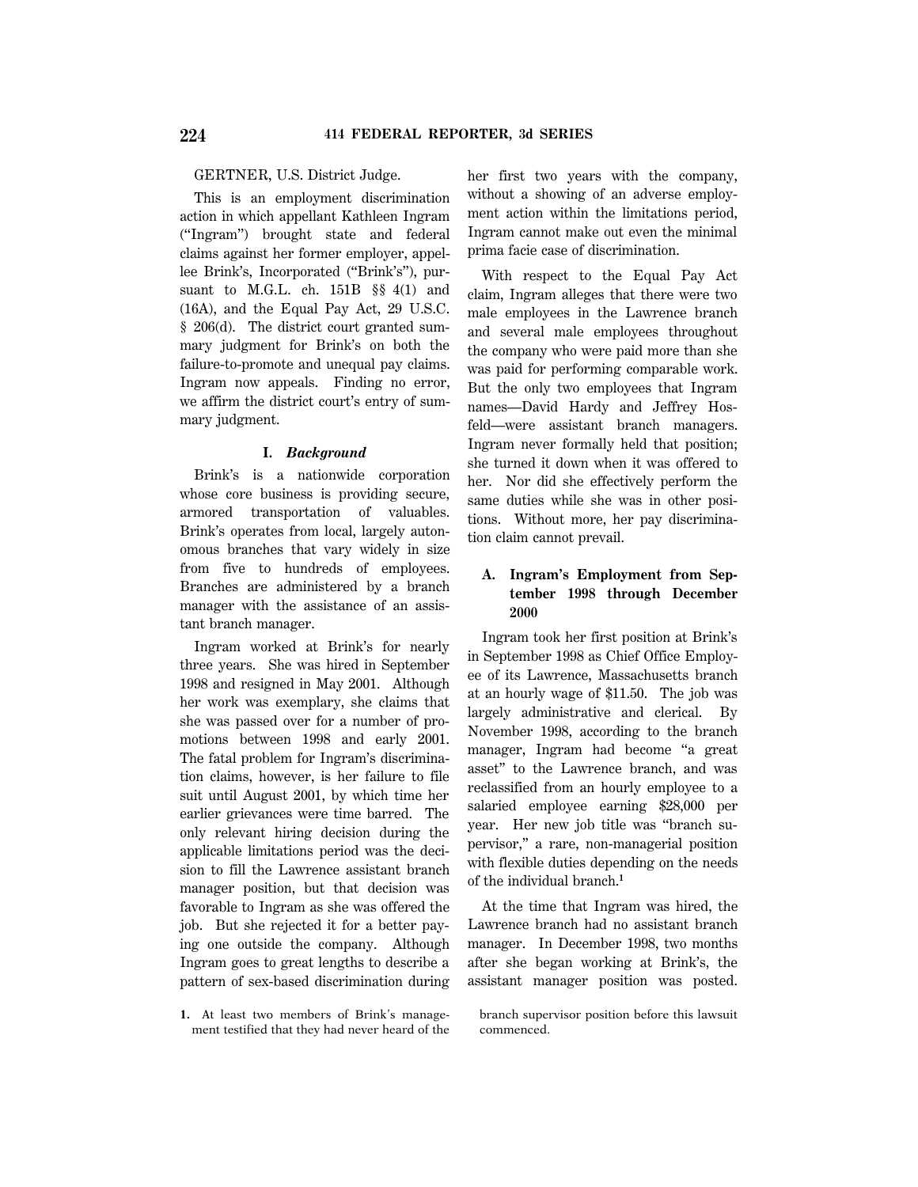GERTNER, U.S. District Judge.

This is an employment discrimination action in which appellant Kathleen Ingram ("Ingram") brought state and federal claims against her former employer, appellee Brink's, Incorporated ("Brink's"), pursuant to M.G.L. ch. 151B §§ 4(1) and (16A), and the Equal Pay Act, 29 U.S.C. § 206(d). The district court granted summary judgment for Brink's on both the failure-to-promote and unequal pay claims. Ingram now appeals. Finding no error, we affirm the district court's entry of summary judgment.

## I. *Background*

Brink's is a nationwide corporation whose core business is providing secure, armored transportation of valuables. Brink's operates from local, largely autonomous branches that vary widely in size from five to hundreds of employees. Branches are administered by a branch manager with the assistance of an assistant branch manager.

Ingram worked at Brink's for nearly three years. She was hired in September 1998 and resigned in May 2001. Although her work was exemplary, she claims that she was passed over for a number of promotions between 1998 and early 2001. The fatal problem for Ingram's discrimination claims, however, is her failure to file suit until August 2001, by which time her earlier grievances were time barred. The only relevant hiring decision during the applicable limitations period was the decision to fill the Lawrence assistant branch manager position, but that decision was favorable to Ingram as she was offered the job. But she rejected it for a better paying one outside the company. Although Ingram goes to great lengths to describe a pattern of sex-based discrimination during her first two years with the company, without a showing of an adverse employment action within the limitations period, Ingram cannot make out even the minimal prima facie case of discrimination.

With respect to the Equal Pay Act claim, Ingram alleges that there were two male employees in the Lawrence branch and several male employees throughout the company who were paid more than she was paid for performing comparable work. But the only two employees that Ingram names—David Hardy and Jeffrey Hosfeld—were assistant branch managers. Ingram never formally held that position; she turned it down when it was offered to her. Nor did she effectively perform the same duties while she was in other positions. Without more, her pay discrimination claim cannot prevail.

### A. Ingram's Employment from September 1998 through December 2000

Ingram took her first position at Brink's in September 1998 as Chief Office Employee of its Lawrence, Massachusetts branch at an hourly wage of $11.50. The job was largely administrative and clerical. By November 1998, according to the branch manager, Ingram had become "a great asset" to the Lawrence branch, and was reclassified from an hourly employee to a salaried employee earning $28,000 per year. Her new job title was "branch supervisor," a rare, non-managerial position with flexible duties depending on the needs of the individual branch.[1]

At the time that Ingram was hired, the Lawrence branch had no assistant branch manager. In December 1998, two months after she began working at Brink's, the assistant manager position was posted.

1. At least two members of Brink's management testified that they had never heard of the branch supervisor position before this lawsuit commenced.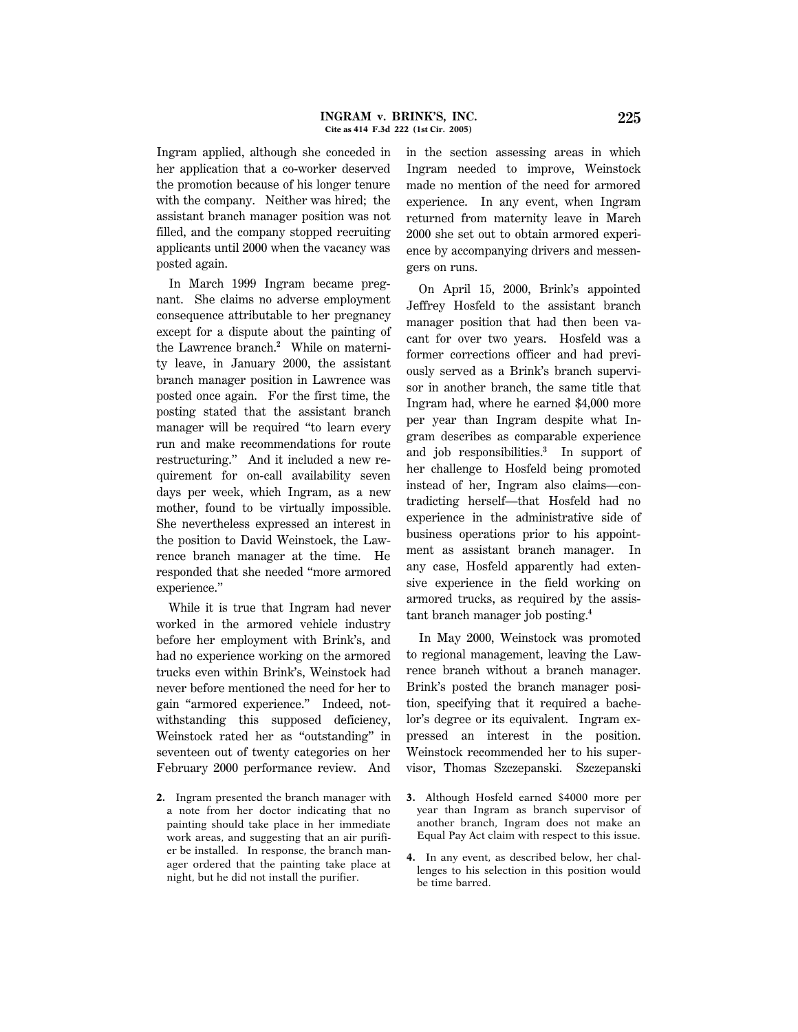Ingram applied, although she conceded in her application that a co-worker deserved the promotion because of his longer tenure with the company. Neither was hired; the assistant branch manager position was not filled, and the company stopped recruiting applicants until 2000 when the vacancy was posted again.

In March 1999 Ingram became pregnant. She claims no adverse employment consequence attributable to her pregnancy except for a dispute about the painting of the Lawrence branch.[2] While on maternity leave, in January 2000, the assistant branch manager position in Lawrence was posted once again. For the first time, the posting stated that the assistant branch manager will be required "to learn every run and make recommendations for route restructuring." And it included a new requirement for on-call availability seven days per week, which Ingram, as a new mother, found to be virtually impossible. She nevertheless expressed an interest in the position to David Weinstock, the Lawrence branch manager at the time. He responded that she needed "more armored experience."

While it is true that Ingram had never worked in the armored vehicle industry before her employment with Brink's, and had no experience working on the armored trucks even within Brink's, Weinstock had never before mentioned the need for her to gain "armored experience." Indeed, notwithstanding this supposed deficiency, Weinstock rated her as "outstanding" in seventeen out of twenty categories on her February 2000 performance review. And in the section assessing areas in which Ingram needed to improve, Weinstock made no mention of the need for armored experience. In any event, when Ingram returned from maternity leave in March 2000 she set out to obtain armored experience by accompanying drivers and messengers on runs.

On April 15, 2000, Brink's appointed Jeffrey Hosfeld to the assistant branch manager position that had then been vacant for over two years. Hosfeld was a former corrections officer and had previously served as a Brink's branch supervisor in another branch, the same title that Ingram had, where he earned $4,000 more per year than Ingram despite what Ingram describes as comparable experience and job responsibilities.[3] In support of her challenge to Hosfeld being promoted instead of her, Ingram also claims—contradicting herself—that Hosfeld had no experience in the administrative side of business operations prior to his appointment as assistant branch manager. In any case, Hosfeld apparently had extensive experience in the field working on armored trucks, as required by the assistant branch manager job posting.[4]

In May 2000, Weinstock was promoted to regional management, leaving the Lawrence branch without a branch manager. Brink's posted the branch manager position, specifying that it required a bachelor's degree or its equivalent. Ingram expressed an interest in the position. Weinstock recommended her to his supervisor, Thomas Szczepanski. Szczepanski

2. Ingram presented the branch manager with a note from her doctor indicating that no painting should take place in her immediate work areas, and suggesting that an air purifier be installed. In response, the branch manager ordered that the painting take place at night, but he did not install the purifier.

3. Although Hosfeld earned $4000 more per year than Ingram as branch supervisor of another branch, Ingram does not make an Equal Pay Act claim with respect to this issue.

4. In any event, as described below, her challenges to his selection in this position would be time barred.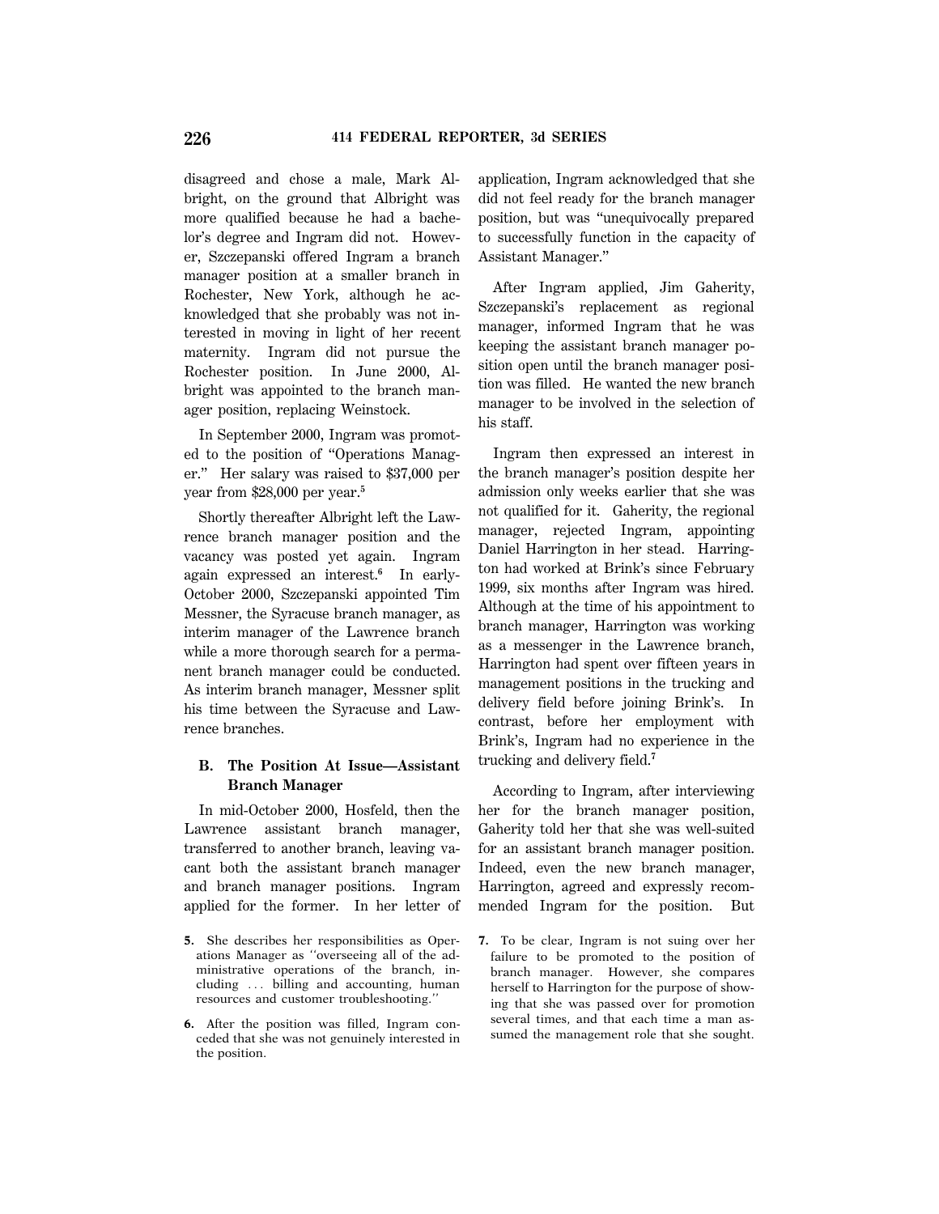disagreed and chose a male, Mark Albright, on the ground that Albright was more qualified because he had a bachelor's degree and Ingram did not. However, Szczepanski offered Ingram a branch manager position at a smaller branch in Rochester, New York, although he acknowledged that she probably was not interested in moving in light of her recent maternity. Ingram did not pursue the Rochester position. In June 2000, Albright was appointed to the branch manager position, replacing Weinstock.

In September 2000, Ingram was promoted to the position of "Operations Manager." Her salary was raised to $37,000 per year from $28,000 per year.[5]

Shortly thereafter Albright left the Lawrence branch manager position and the vacancy was posted yet again. Ingram again expressed an interest.[6] In early-October 2000, Szczepanski appointed Tim Messner, the Syracuse branch manager, as interim manager of the Lawrence branch while a more thorough search for a permanent branch manager could be conducted. As interim branch manager, Messner split his time between the Syracuse and Lawrence branches.

### B. The Position At Issue—Assistant Branch Manager

In mid-October 2000, Hosfeld, then the Lawrence assistant branch manager, transferred to another branch, leaving vacant both the assistant branch manager and branch manager positions. Ingram applied for the former. In her letter of application, Ingram acknowledged that she did not feel ready for the branch manager position, but was "unequivocally prepared to successfully function in the capacity of Assistant Manager."

After Ingram applied, Jim Gaherity, Szczepanski's replacement as regional manager, informed Ingram that he was keeping the assistant branch manager position open until the branch manager position was filled. He wanted the new branch manager to be involved in the selection of his staff.

Ingram then expressed an interest in the branch manager's position despite her admission only weeks earlier that she was not qualified for it. Gaherity, the regional manager, rejected Ingram, appointing Daniel Harrington in her stead. Harrington had worked at Brink's since February 1999, six months after Ingram was hired. Although at the time of his appointment to branch manager, Harrington was working as a messenger in the Lawrence branch, Harrington had spent over fifteen years in management positions in the trucking and delivery field before joining Brink's. In contrast, before her employment with Brink's, Ingram had no experience in the trucking and delivery field.[7]

According to Ingram, after interviewing her for the branch manager position, Gaherity told her that she was well-suited for an assistant branch manager position. Indeed, even the new branch manager, Harrington, agreed and expressly recommended Ingram for the position. But

---

5. She describes her responsibilities as Operations Manager as "overseeing all of the administrative operations of the branch, including ... billing and accounting, human resources and customer troubleshooting."

6. After the position was filled, Ingram conceded that she was not genuinely interested in the position.

7. To be clear, Ingram is not suing over her failure to be promoted to the position of branch manager. However, she compares herself to Harrington for the purpose of showing that she was passed over for promotion several times, and that each time a man assumed the management role that she sought.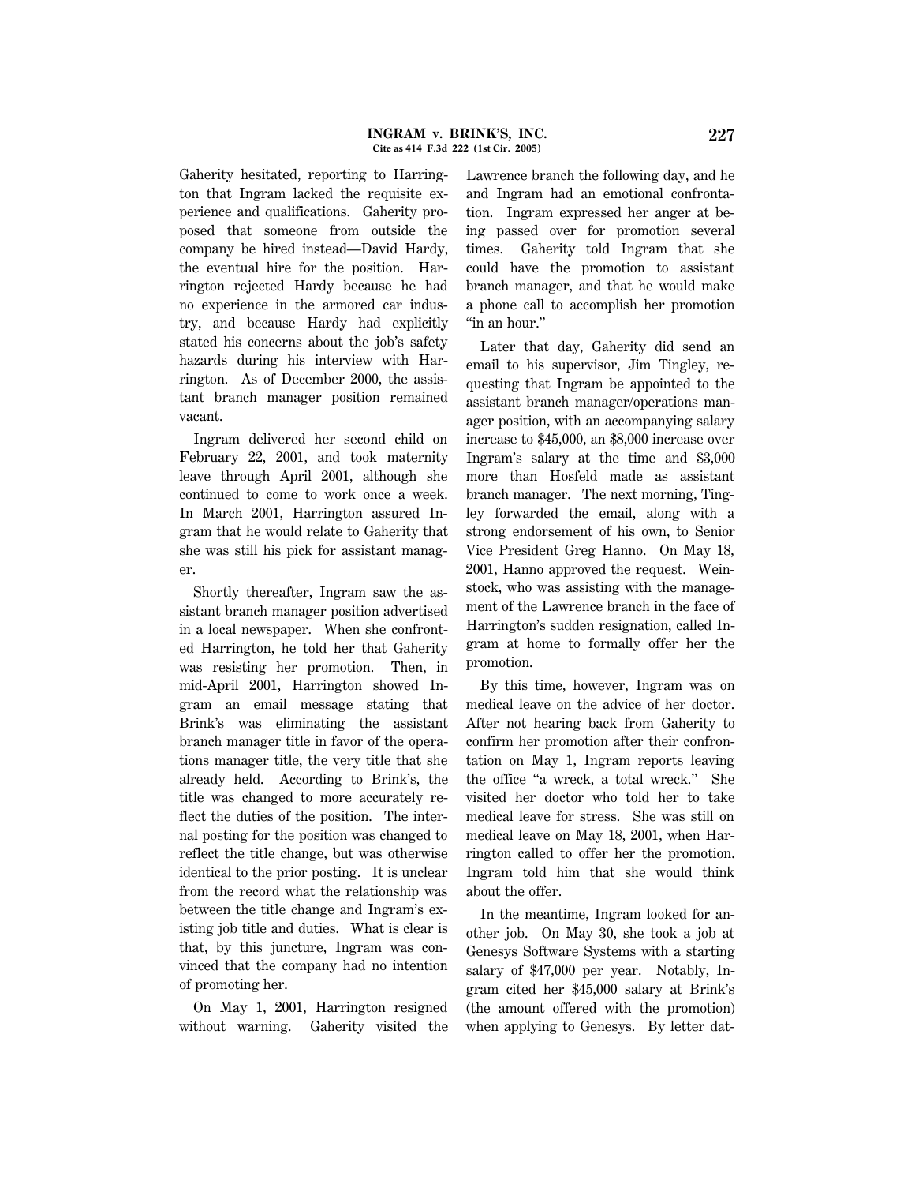Gaherity hesitated, reporting to Harrington that Ingram lacked the requisite experience and qualifications. Gaherity proposed that someone from outside the company be hired instead—David Hardy, the eventual hire for the position. Harrington rejected Hardy because he had no experience in the armored car industry, and because Hardy had explicitly stated his concerns about the job's safety hazards during his interview with Harrington. As of December 2000, the assistant branch manager position remained vacant.

Ingram delivered her second child on February 22, 2001, and took maternity leave through April 2001, although she continued to come to work once a week. In March 2001, Harrington assured Ingram that he would relate to Gaherity that she was still his pick for assistant manager.

Shortly thereafter, Ingram saw the assistant branch manager position advertised in a local newspaper. When she confronted Harrington, he told her that Gaherity was resisting her promotion. Then, in mid-April 2001, Harrington showed Ingram an email message stating that Brink's was eliminating the assistant branch manager title in favor of the operations manager title, the very title that she already held. According to Brink's, the title was changed to more accurately reflect the duties of the position. The internal posting for the position was changed to reflect the title change, but was otherwise identical to the prior posting. It is unclear from the record what the relationship was between the title change and Ingram's existing job title and duties. What is clear is that, by this juncture, Ingram was convinced that the company had no intention of promoting her.

On May 1, 2001, Harrington resigned without warning. Gaherity visited the Lawrence branch the following day, and he and Ingram had an emotional confrontation. Ingram expressed her anger at being passed over for promotion several times. Gaherity told Ingram that she could have the promotion to assistant branch manager, and that he would make a phone call to accomplish her promotion "in an hour."

Later that day, Gaherity did send an email to his supervisor, Jim Tingley, requesting that Ingram be appointed to the assistant branch manager/operations manager position, with an accompanying salary increase to $45,000, an $8,000 increase over Ingram's salary at the time and $3,000 more than Hosfeld made as assistant branch manager. The next morning, Tingley forwarded the email, along with a strong endorsement of his own, to Senior Vice President Greg Hanno. On May 18, 2001, Hanno approved the request. Weinstock, who was assisting with the management of the Lawrence branch in the face of Harrington's sudden resignation, called Ingram at home to formally offer her the promotion.

By this time, however, Ingram was on medical leave on the advice of her doctor. After not hearing back from Gaherity to confirm her promotion after their confrontation on May 1, Ingram reports leaving the office "a wreck, a total wreck." She visited her doctor who told her to take medical leave for stress. She was still on medical leave on May 18, 2001, when Harrington called to offer her the promotion. Ingram told him that she would think about the offer.

In the meantime, Ingram looked for another job. On May 30, she took a job at Genesys Software Systems with a starting salary of $47,000 per year. Notably, Ingram cited her $45,000 salary at Brink's (the amount offered with the promotion) when applying to Genesys. By letter dat-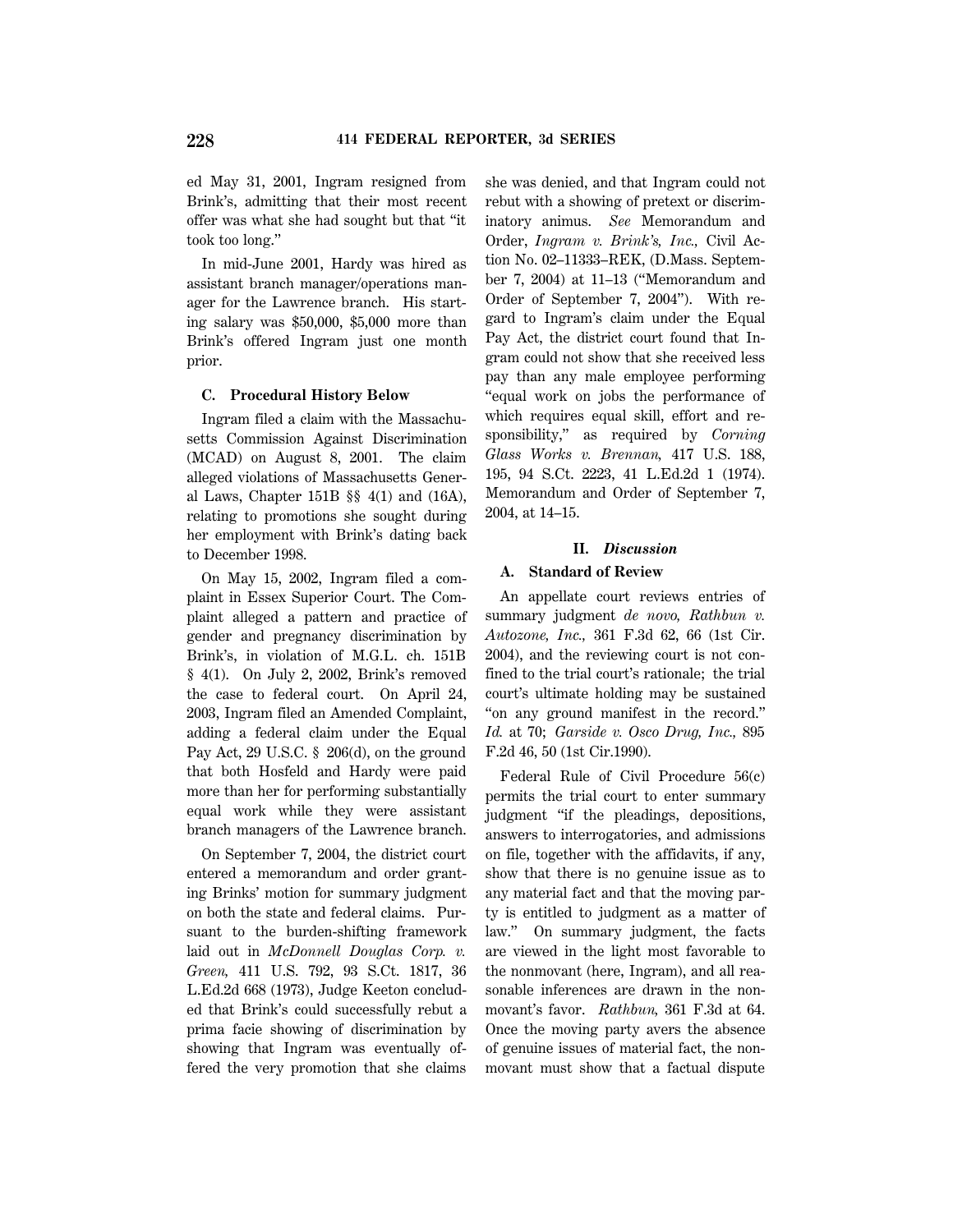ed May 31, 2001, Ingram resigned from Brink's, admitting that their most recent offer was what she had sought but that "it took too long."

In mid-June 2001, Hardy was hired as assistant branch manager/operations manager for the Lawrence branch. His starting salary was $50,000, $5,000 more than Brink's offered Ingram just one month prior.

### C. Procedural History Below

Ingram filed a claim with the Massachusetts Commission Against Discrimination (MCAD) on August 8, 2001. The claim alleged violations of Massachusetts General Laws, Chapter 151B §§ 4(1) and (16A), relating to promotions she sought during her employment with Brink's dating back to December 1998.

On May 15, 2002, Ingram filed a complaint in Essex Superior Court. The Complaint alleged a pattern and practice of gender and pregnancy discrimination by Brink's, in violation of M.G.L. ch. 151B § 4(1). On July 2, 2002, Brink's removed the case to federal court. On April 24, 2003, Ingram filed an Amended Complaint, adding a federal claim under the Equal Pay Act, 29 U.S.C. § 206(d), on the ground that both Hosfeld and Hardy were paid more than her for performing substantially equal work while they were assistant branch managers of the Lawrence branch.

On September 7, 2004, the district court entered a memorandum and order granting Brinks' motion for summary judgment on both the state and federal claims. Pursuant to the burden-shifting framework laid out in *McDonnell Douglas Corp. v. Green,* 411 U.S. 792, 93 S.Ct. 1817, 36 L.Ed.2d 668 (1973), Judge Keeton concluded that Brink's could successfully rebut a prima facie showing of discrimination by showing that Ingram was eventually offered the very promotion that she claims she was denied, and that Ingram could not rebut with a showing of pretext or discriminatory animus. *See* Memorandum and Order, *Ingram v. Brink's, Inc.,* Civil Action No. 02–11333–REK, (D.Mass. September 7, 2004) at 11–13 ("Memorandum and Order of September 7, 2004"). With regard to Ingram's claim under the Equal Pay Act, the district court found that Ingram could not show that she received less pay than any male employee performing "equal work on jobs the performance of which requires equal skill, effort and responsibility," as required by *Corning Glass Works v. Brennan,* 417 U.S. 188, 195, 94 S.Ct. 2223, 41 L.Ed.2d 1 (1974). Memorandum and Order of September 7, 2004, at 14–15.

## II. *Discussion*

### A. Standard of Review

An appellate court reviews entries of summary judgment *de novo, Rathbun v. Autozone, Inc.,* 361 F.3d 62, 66 (1st Cir. 2004), and the reviewing court is not confined to the trial court's rationale; the trial court's ultimate holding may be sustained "on any ground manifest in the record." *Id.* at 70; *Garside v. Osco Drug, Inc.,* 895 F.2d 46, 50 (1st Cir.1990).

Federal Rule of Civil Procedure 56(c) permits the trial court to enter summary judgment "if the pleadings, depositions, answers to interrogatories, and admissions on file, together with the affidavits, if any, show that there is no genuine issue as to any material fact and that the moving party is entitled to judgment as a matter of law." On summary judgment, the facts are viewed in the light most favorable to the nonmovant (here, Ingram), and all reasonable inferences are drawn in the nonmovant's favor. *Rathbun,* 361 F.3d at 64. Once the moving party avers the absence of genuine issues of material fact, the nonmovant must show that a factual dispute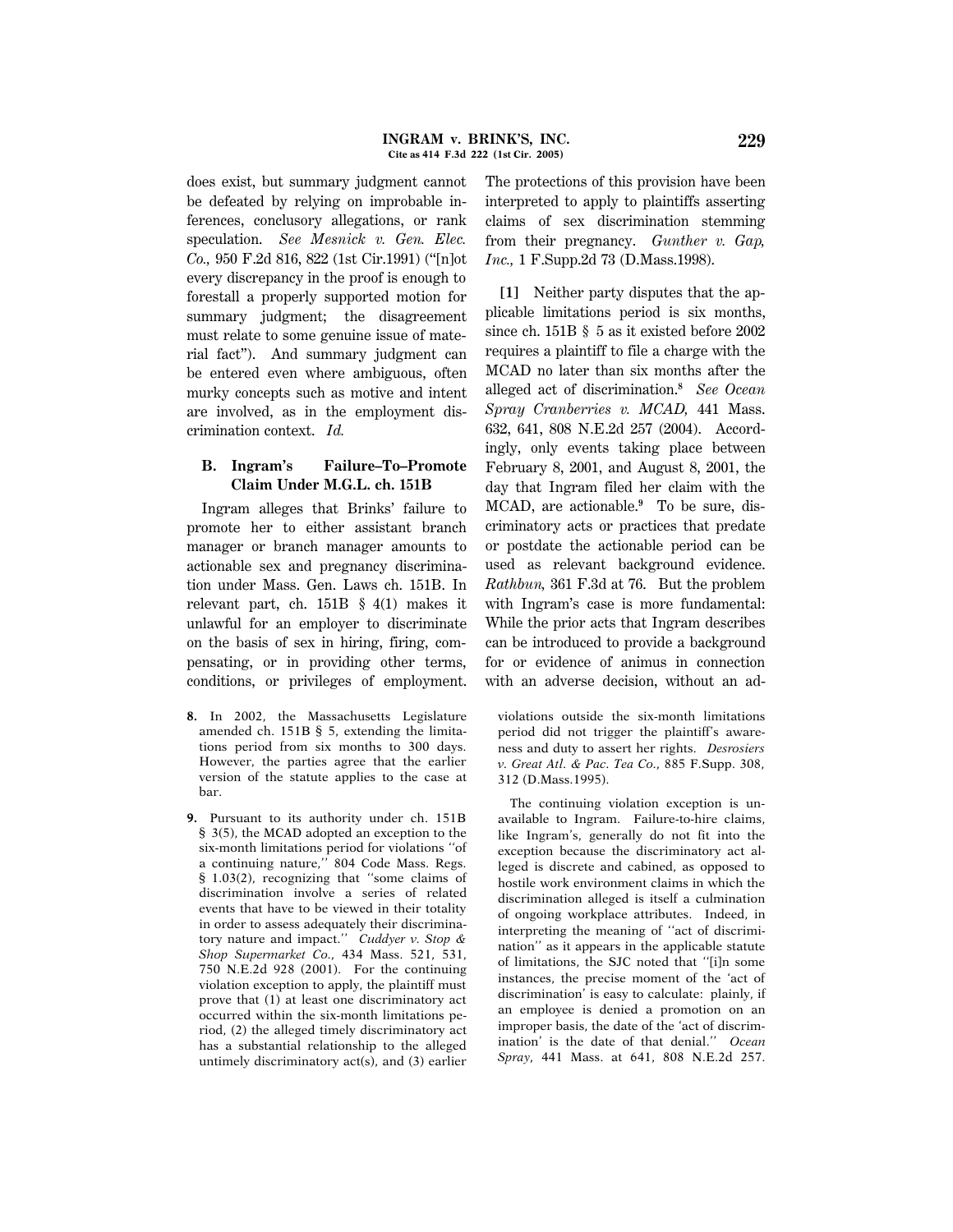does exist, but summary judgment cannot be defeated by relying on improbable inferences, conclusory allegations, or rank speculation. *See Mesnick v. Gen. Elec. Co.,* 950 F.2d 816, 822 (1st Cir.1991) ("[n]ot every discrepancy in the proof is enough to forestall a properly supported motion for summary judgment; the disagreement must relate to some genuine issue of material fact"). And summary judgment can be entered even where ambiguous, often murky concepts such as motive and intent are involved, as in the employment discrimination context. *Id.*

### B. Ingram's Failure–To–Promote Claim Under M.G.L. ch. 151B

Ingram alleges that Brinks' failure to promote her to either assistant branch manager or branch manager amounts to actionable sex and pregnancy discrimination under Mass. Gen. Laws ch. 151B. In relevant part, ch. 151B § 4(1) makes it unlawful for an employer to discriminate on the basis of sex in hiring, firing, compensating, or in providing other terms, conditions, or privileges of employment. The protections of this provision have been interpreted to apply to plaintiffs asserting claims of sex discrimination stemming from their pregnancy. *Gunther v. Gap, Inc.,* 1 F.Supp.2d 73 (D.Mass.1998).

**[1]** Neither party disputes that the applicable limitations period is six months, since ch. 151B § 5 as it existed before 2002 requires a plaintiff to file a charge with the MCAD no later than six months after the alleged act of discrimination.[8] *See Ocean Spray Cranberries v. MCAD,* 441 Mass. 632, 641, 808 N.E.2d 257 (2004). Accordingly, only events taking place between February 8, 2001, and August 8, 2001, the day that Ingram filed her claim with the MCAD, are actionable.[9] To be sure, discriminatory acts or practices that predate or postdate the actionable period can be used as relevant background evidence. *Rathbun,* 361 F.3d at 76. But the problem with Ingram's case is more fundamental: While the prior acts that Ingram describes can be introduced to provide a background for or evidence of animus in connection with an adverse decision, without an ad-

8. In 2002, the Massachusetts Legislature amended ch. 151B § 5, extending the limitations period from six months to 300 days. However, the parties agree that the earlier version of the statute applies to the case at bar.

9. Pursuant to its authority under ch. 151B § 3(5), the MCAD adopted an exception to the six-month limitations period for violations "of a continuing nature," 804 Code Mass. Regs. § 1.03(2), recognizing that "some claims of discrimination involve a series of related events that have to be viewed in their totality in order to assess adequately their discriminatory nature and impact." *Cuddyer v. Stop & Shop Supermarket Co.,* 434 Mass. 521, 531, 750 N.E.2d 928 (2001). For the continuing violation exception to apply, the plaintiff must prove that (1) at least one discriminatory act occurred within the six-month limitations period, (2) the alleged timely discriminatory act has a substantial relationship to the alleged untimely discriminatory act(s), and (3) earlier violations outside the six-month limitations period did not trigger the plaintiff's awareness and duty to assert her rights. *Desrosiers v. Great Atl. & Pac. Tea Co.,* 885 F.Supp. 308, 312 (D.Mass.1995).

The continuing violation exception is unavailable to Ingram. Failure-to-hire claims, like Ingram's, generally do not fit into the exception because the discriminatory act alleged is discrete and cabined, as opposed to hostile work environment claims in which the discrimination alleged is itself a culmination of ongoing workplace attributes. Indeed, in interpreting the meaning of "act of discrimination" as it appears in the applicable statute of limitations, the SJC noted that "[i]n some instances, the precise moment of the 'act of discrimination' is easy to calculate: plainly, if an employee is denied a promotion on an improper basis, the date of the 'act of discrimination' is the date of that denial." *Ocean Spray,* 441 Mass. at 641, 808 N.E.2d 257.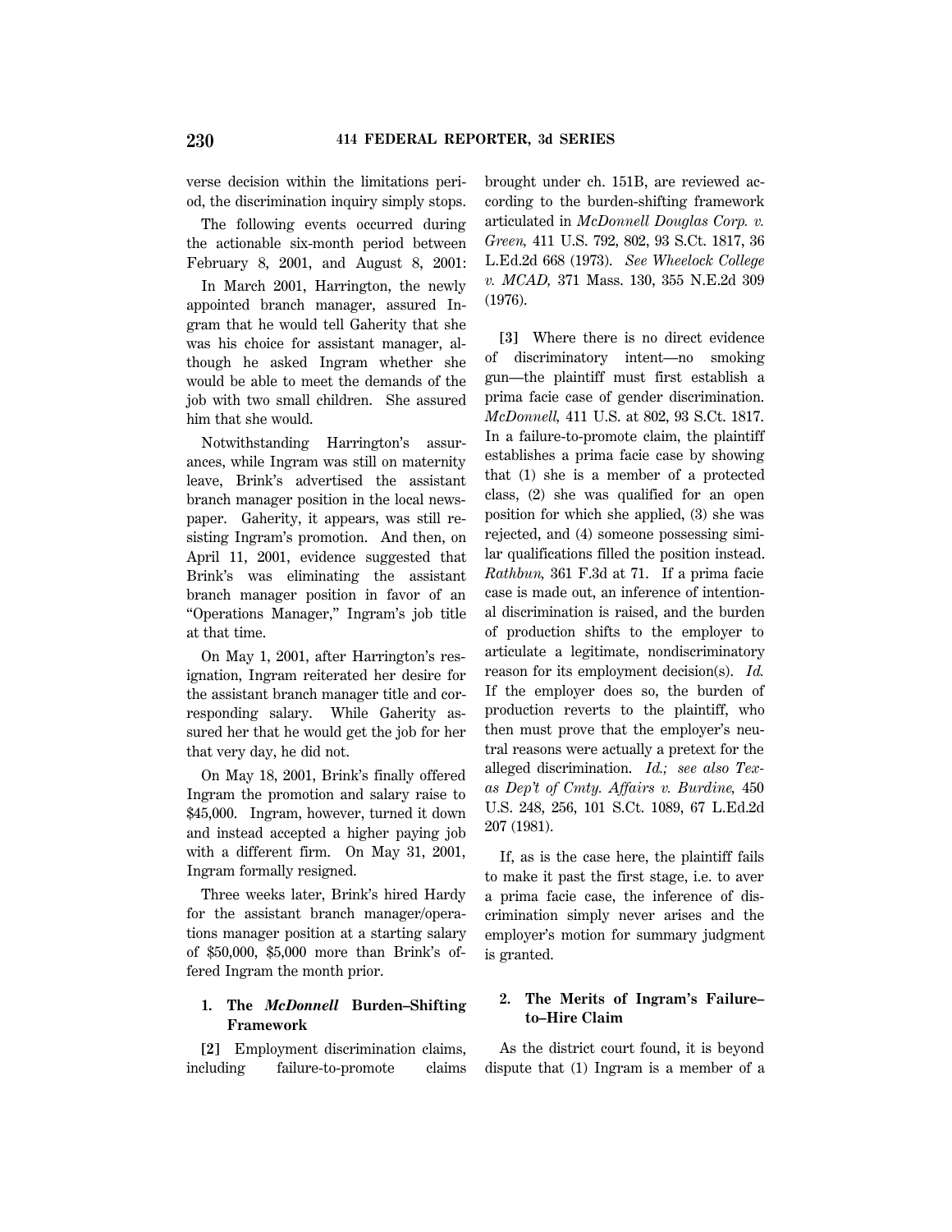verse decision within the limitations period, the discrimination inquiry simply stops.

The following events occurred during the actionable six-month period between February 8, 2001, and August 8, 2001:

In March 2001, Harrington, the newly appointed branch manager, assured Ingram that he would tell Gaherity that she was his choice for assistant manager, although he asked Ingram whether she would be able to meet the demands of the job with two small children. She assured him that she would.

Notwithstanding Harrington's assurances, while Ingram was still on maternity leave, Brink's advertised the assistant branch manager position in the local newspaper. Gaherity, it appears, was still resisting Ingram's promotion. And then, on April 11, 2001, evidence suggested that Brink's was eliminating the assistant branch manager position in favor of an "Operations Manager," Ingram's job title at that time.

On May 1, 2001, after Harrington's resignation, Ingram reiterated her desire for the assistant branch manager title and corresponding salary. While Gaherity assured her that he would get the job for her that very day, he did not.

On May 18, 2001, Brink's finally offered Ingram the promotion and salary raise to $45,000. Ingram, however, turned it down and instead accepted a higher paying job with a different firm. On May 31, 2001, Ingram formally resigned.

Three weeks later, Brink's hired Hardy for the assistant branch manager/operations manager position at a starting salary of $50,000, $5,000 more than Brink's offered Ingram the month prior.

### 1. The *McDonnell* Burden–Shifting Framework

**[2]** Employment discrimination claims, including failure-to-promote claims brought under ch. 151B, are reviewed according to the burden-shifting framework articulated in *McDonnell Douglas Corp. v. Green,* 411 U.S. 792, 802, 93 S.Ct. 1817, 36 L.Ed.2d 668 (1973). *See Wheelock College v. MCAD,* 371 Mass. 130, 355 N.E.2d 309 (1976).

**[3]** Where there is no direct evidence of discriminatory intent—no smoking gun—the plaintiff must first establish a prima facie case of gender discrimination. *McDonnell,* 411 U.S. at 802, 93 S.Ct. 1817. In a failure-to-promote claim, the plaintiff establishes a prima facie case by showing that (1) she is a member of a protected class, (2) she was qualified for an open position for which she applied, (3) she was rejected, and (4) someone possessing similar qualifications filled the position instead. *Rathbun,* 361 F.3d at 71. If a prima facie case is made out, an inference of intentional discrimination is raised, and the burden of production shifts to the employer to articulate a legitimate, nondiscriminatory reason for its employment decision(s). *Id.* If the employer does so, the burden of production reverts to the plaintiff, who then must prove that the employer's neutral reasons were actually a pretext for the alleged discrimination. *Id.; see also Texas Dep't of Cmty. Affairs v. Burdine,* 450 U.S. 248, 256, 101 S.Ct. 1089, 67 L.Ed.2d 207 (1981).

If, as is the case here, the plaintiff fails to make it past the first stage, i.e. to aver a prima facie case, the inference of discrimination simply never arises and the employer's motion for summary judgment is granted.

### 2. The Merits of Ingram's Failure–to–Hire Claim

As the district court found, it is beyond dispute that (1) Ingram is a member of a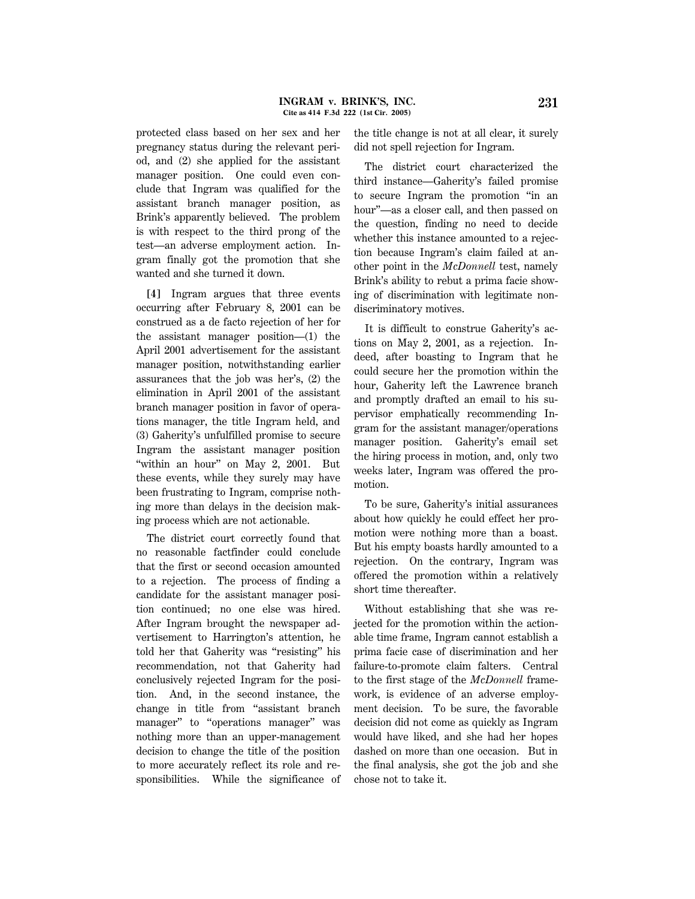protected class based on her sex and her pregnancy status during the relevant period, and (2) she applied for the assistant manager position. One could even conclude that Ingram was qualified for the assistant branch manager position, as Brink's apparently believed. The problem is with respect to the third prong of the test—an adverse employment action. Ingram finally got the promotion that she wanted and she turned it down.

**[4]** Ingram argues that three events occurring after February 8, 2001 can be construed as a de facto rejection of her for the assistant manager position—(1) the April 2001 advertisement for the assistant manager position, notwithstanding earlier assurances that the job was her's, (2) the elimination in April 2001 of the assistant branch manager position in favor of operations manager, the title Ingram held, and (3) Gaherity's unfulfilled promise to secure Ingram the assistant manager position "within an hour" on May 2, 2001. But these events, while they surely may have been frustrating to Ingram, comprise nothing more than delays in the decision making process which are not actionable.

The district court correctly found that no reasonable factfinder could conclude that the first or second occasion amounted to a rejection. The process of finding a candidate for the assistant manager position continued; no one else was hired. After Ingram brought the newspaper advertisement to Harrington's attention, he told her that Gaherity was "resisting" his recommendation, not that Gaherity had conclusively rejected Ingram for the position. And, in the second instance, the change in title from "assistant branch manager" to "operations manager" was nothing more than an upper-management decision to change the title of the position to more accurately reflect its role and responsibilities. While the significance of the title change is not at all clear, it surely did not spell rejection for Ingram.

The district court characterized the third instance—Gaherity's failed promise to secure Ingram the promotion "in an hour"—as a closer call, and then passed on the question, finding no need to decide whether this instance amounted to a rejection because Ingram's claim failed at another point in the *McDonnell* test, namely Brink's ability to rebut a prima facie showing of discrimination with legitimate nondiscriminatory motives.

It is difficult to construe Gaherity's actions on May 2, 2001, as a rejection. Indeed, after boasting to Ingram that he could secure her the promotion within the hour, Gaherity left the Lawrence branch and promptly drafted an email to his supervisor emphatically recommending Ingram for the assistant manager/operations manager position. Gaherity's email set the hiring process in motion, and, only two weeks later, Ingram was offered the promotion.

To be sure, Gaherity's initial assurances about how quickly he could effect her promotion were nothing more than a boast. But his empty boasts hardly amounted to a rejection. On the contrary, Ingram was offered the promotion within a relatively short time thereafter.

Without establishing that she was rejected for the promotion within the actionable time frame, Ingram cannot establish a prima facie case of discrimination and her failure-to-promote claim falters. Central to the first stage of the *McDonnell* framework, is evidence of an adverse employment decision. To be sure, the favorable decision did not come as quickly as Ingram would have liked, and she had her hopes dashed on more than one occasion. But in the final analysis, she got the job and she chose not to take it.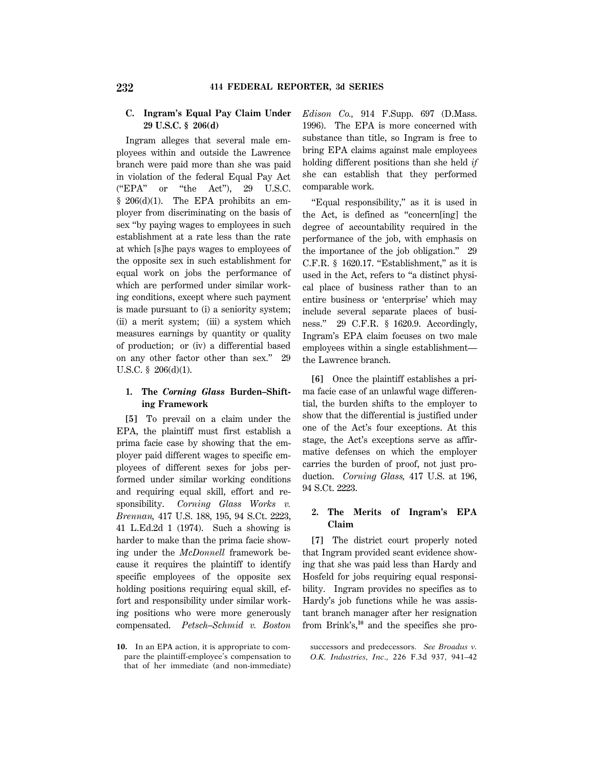### C. Ingram's Equal Pay Claim Under 29 U.S.C. § 206(d)

Ingram alleges that several male employees within and outside the Lawrence branch were paid more than she was paid in violation of the federal Equal Pay Act ("EPA" or "the Act"), 29 U.S.C. § 206(d)(1). The EPA prohibits an employer from discriminating on the basis of sex "by paying wages to employees in such establishment at a rate less than the rate at which [s]he pays wages to employees of the opposite sex in such establishment for equal work on jobs the performance of which are performed under similar working conditions, except where such payment is made pursuant to (i) a seniority system; (ii) a merit system; (iii) a system which measures earnings by quantity or quality of production; or (iv) a differential based on any other factor other than sex." 29 U.S.C. § 206(d)(1).

#### 1. The *Corning Glass* Burden–Shifting Framework

**[5]** To prevail on a claim under the EPA, the plaintiff must first establish a prima facie case by showing that the employer paid different wages to specific employees of different sexes for jobs performed under similar working conditions and requiring equal skill, effort and responsibility. *Corning Glass Works v. Brennan,* 417 U.S. 188, 195, 94 S.Ct. 2223, 41 L.Ed.2d 1 (1974). Such a showing is harder to make than the prima facie showing under the *McDonnell* framework because it requires the plaintiff to identify specific employees of the opposite sex holding positions requiring equal skill, effort and responsibility under similar working positions who were more generously compensated. *Petsch–Schmid v. Boston Edison Co.,* 914 F.Supp. 697 (D.Mass. 1996). The EPA is more concerned with substance than title, so Ingram is free to bring EPA claims against male employees holding different positions than she held *if* she can establish that they performed comparable work.

"Equal responsibility," as it is used in the Act, is defined as "concern[ing] the degree of accountability required in the performance of the job, with emphasis on the importance of the job obligation." 29 C.F.R. § 1620.17. "Establishment," as it is used in the Act, refers to "a distinct physical place of business rather than to an entire business or 'enterprise' which may include several separate places of business." 29 C.F.R. § 1620.9. Accordingly, Ingram's EPA claim focuses on two male employees within a single establishment—the Lawrence branch.

**[6]** Once the plaintiff establishes a prima facie case of an unlawful wage differential, the burden shifts to the employer to show that the differential is justified under one of the Act's four exceptions. At this stage, the Act's exceptions serve as affirmative defenses on which the employer carries the burden of proof, not just production. *Corning Glass,* 417 U.S. at 196, 94 S.Ct. 2223.

#### 2. The Merits of Ingram's EPA Claim

**[7]** The district court properly noted that Ingram provided scant evidence showing that she was paid less than Hardy and Hosfeld for jobs requiring equal responsibility. Ingram provides no specifics as to Hardy's job functions while he was assistant branch manager after her resignation from Brink's,[10] and the specifics she pro-

---

10. In an EPA action, it is appropriate to compare the plaintiff-employee's compensation to that of her immediate (and non-immediate) successors and predecessors. *See Broadus v. O.K. Industries, Inc.,* 226 F.3d 937, 941–42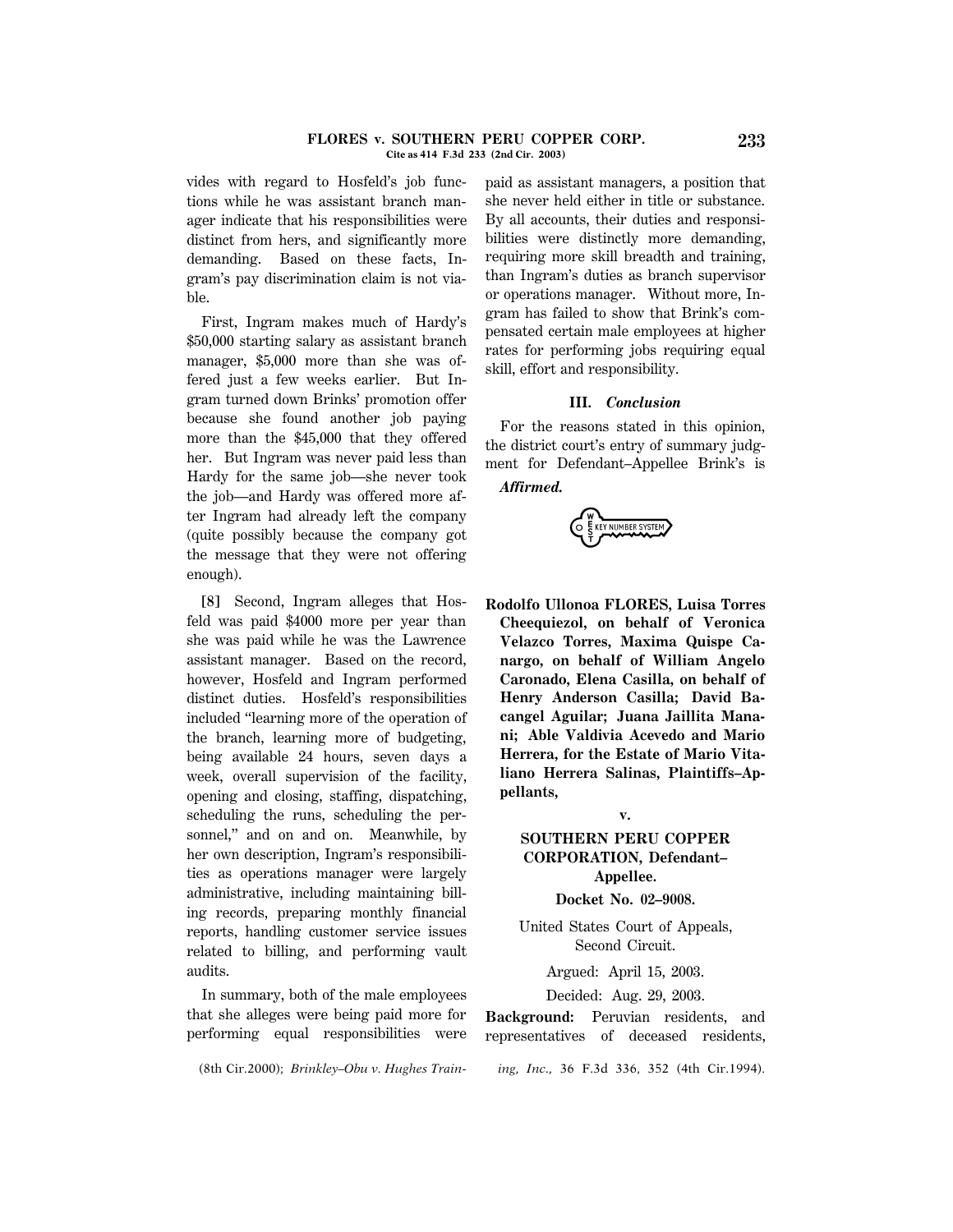vides with regard to Hosfeld's job functions while he was assistant branch manager indicate that his responsibilities were distinct from hers, and significantly more demanding. Based on these facts, Ingram's pay discrimination claim is not viable.

First, Ingram makes much of Hardy's $50,000 starting salary as assistant branch manager, $5,000 more than she was offered just a few weeks earlier. But Ingram turned down Brinks' promotion offer because she found another job paying more than the $45,000 that they offered her. But Ingram was never paid less than Hardy for the same job—she never took the job—and Hardy was offered more after Ingram had already left the company (quite possibly because the company got the message that they were not offering enough).

**[8]** Second, Ingram alleges that Hosfeld was paid $4000 more per year than she was paid while he was the Lawrence assistant manager. Based on the record, however, Hosfeld and Ingram performed distinct duties. Hosfeld's responsibilities included "learning more of the operation of the branch, learning more of budgeting, being available 24 hours, seven days a week, overall supervision of the facility, opening and closing, staffing, dispatching, scheduling the runs, scheduling the personnel," and on and on. Meanwhile, by her own description, Ingram's responsibilities as operations manager were largely administrative, including maintaining billing records, preparing monthly financial reports, handling customer service issues related to billing, and performing vault audits.

In summary, both of the male employees that she alleges were being paid more for performing equal responsibilities were paid as assistant managers, a position that she never held either in title or substance. By all accounts, their duties and responsibilities were distinctly more demanding, requiring more skill breadth and training, than Ingram's duties as branch supervisor or operations manager. Without more, Ingram has failed to show that Brink's compensated certain male employees at higher rates for performing jobs requiring equal skill, effort and responsibility.

### III. *Conclusion*

For the reasons stated in this opinion, the district court's entry of summary judgment for Defendant–Appellee Brink's is

***Affirmed.***

(8th Cir.2000); *Brinkley–Obu v. Hughes Training, Inc.,* 36 F.3d 336, 352 (4th Cir.1994).

**Rodolfo Ullonoa FLORES, Luisa Torres Cheequiezol, on behalf of Veronica Velazco Torres, Maxima Quispe Canargo, on behalf of William Angelo Caronado, Elena Casilla, on behalf of Henry Anderson Casilla; David Bacangel Aguilar; Juana Jaillita Manani; Able Valdivia Acevedo and Mario Herrera, for the Estate of Mario Vitaliano Herrera Salinas, Plaintiffs–Appellants,**

**v.**

**SOUTHERN PERU COPPER CORPORATION, Defendant–Appellee.**

**Docket No. 02–9008.**

United States Court of Appeals, Second Circuit.

Argued: April 15, 2003.

Decided: Aug. 29, 2003.

**Background:** Peruvian residents, and representatives of deceased residents,